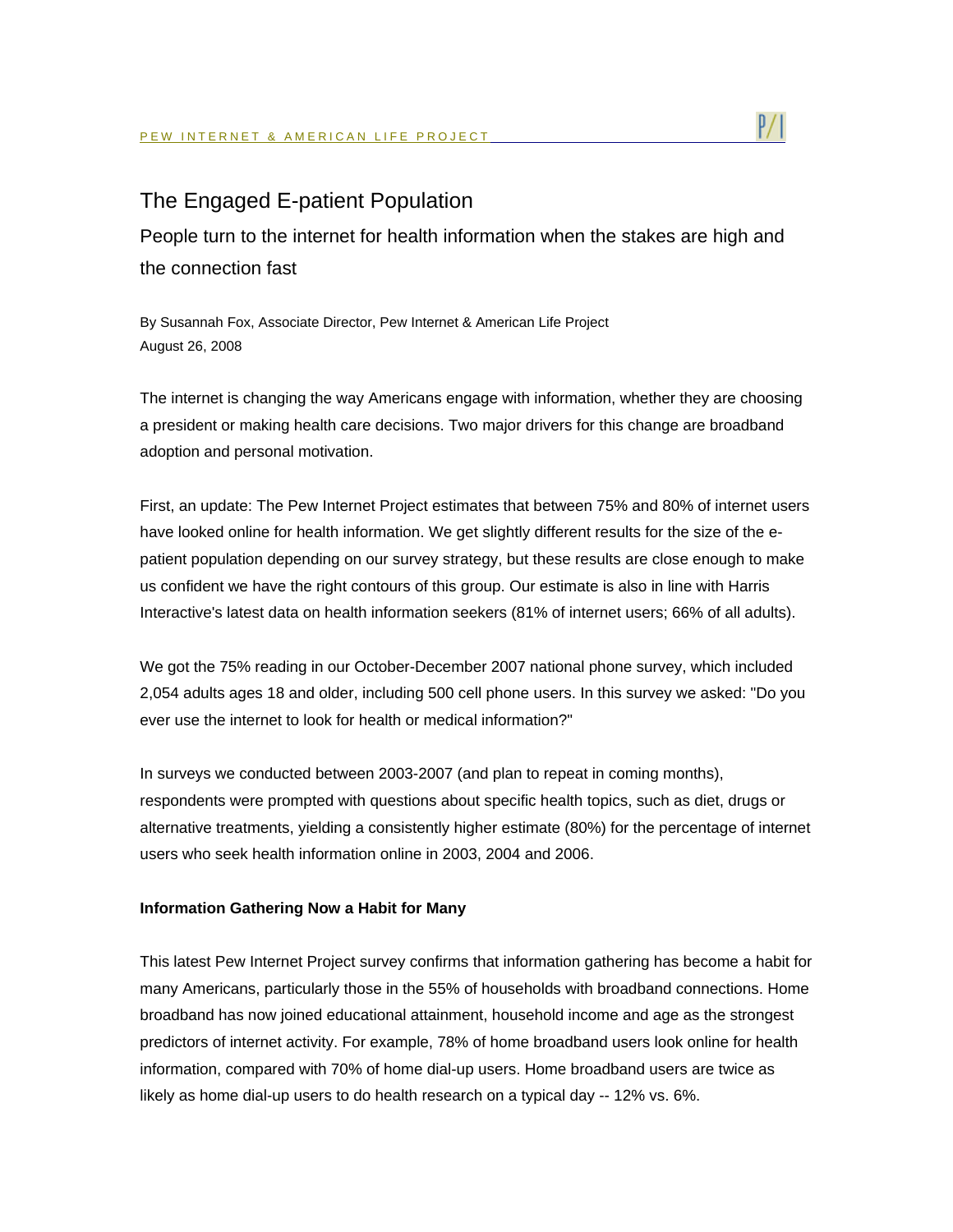# The Engaged E-patient Population

## People turn to the internet for health information when the stakes are high and the connection fast

By Susannah Fox, Associate Director, Pew Internet & American Life Project
August 26, 2008

The internet is changing the way Americans engage with information, whether they are choosing a president or making health care decisions. Two major drivers for this change are broadband adoption and personal motivation.

First, an update: The Pew Internet Project estimates that between 75% and 80% of internet users have looked online for health information. We get slightly different results for the size of the e-patient population depending on our survey strategy, but these results are close enough to make us confident we have the right contours of this group. Our estimate is also in line with Harris Interactive's latest data on health information seekers (81% of internet users; 66% of all adults).

We got the 75% reading in our October-December 2007 national phone survey, which included 2,054 adults ages 18 and older, including 500 cell phone users. In this survey we asked: "Do you ever use the internet to look for health or medical information?"

In surveys we conducted between 2003-2007 (and plan to repeat in coming months), respondents were prompted with questions about specific health topics, such as diet, drugs or alternative treatments, yielding a consistently higher estimate (80%) for the percentage of internet users who seek health information online in 2003, 2004 and 2006.

**Information Gathering Now a Habit for Many**

This latest Pew Internet Project survey confirms that information gathering has become a habit for many Americans, particularly those in the 55% of households with broadband connections. Home broadband has now joined educational attainment, household income and age as the strongest predictors of internet activity. For example, 78% of home broadband users look online for health information, compared with 70% of home dial-up users. Home broadband users are twice as likely as home dial-up users to do health research on a typical day -- 12% vs. 6%.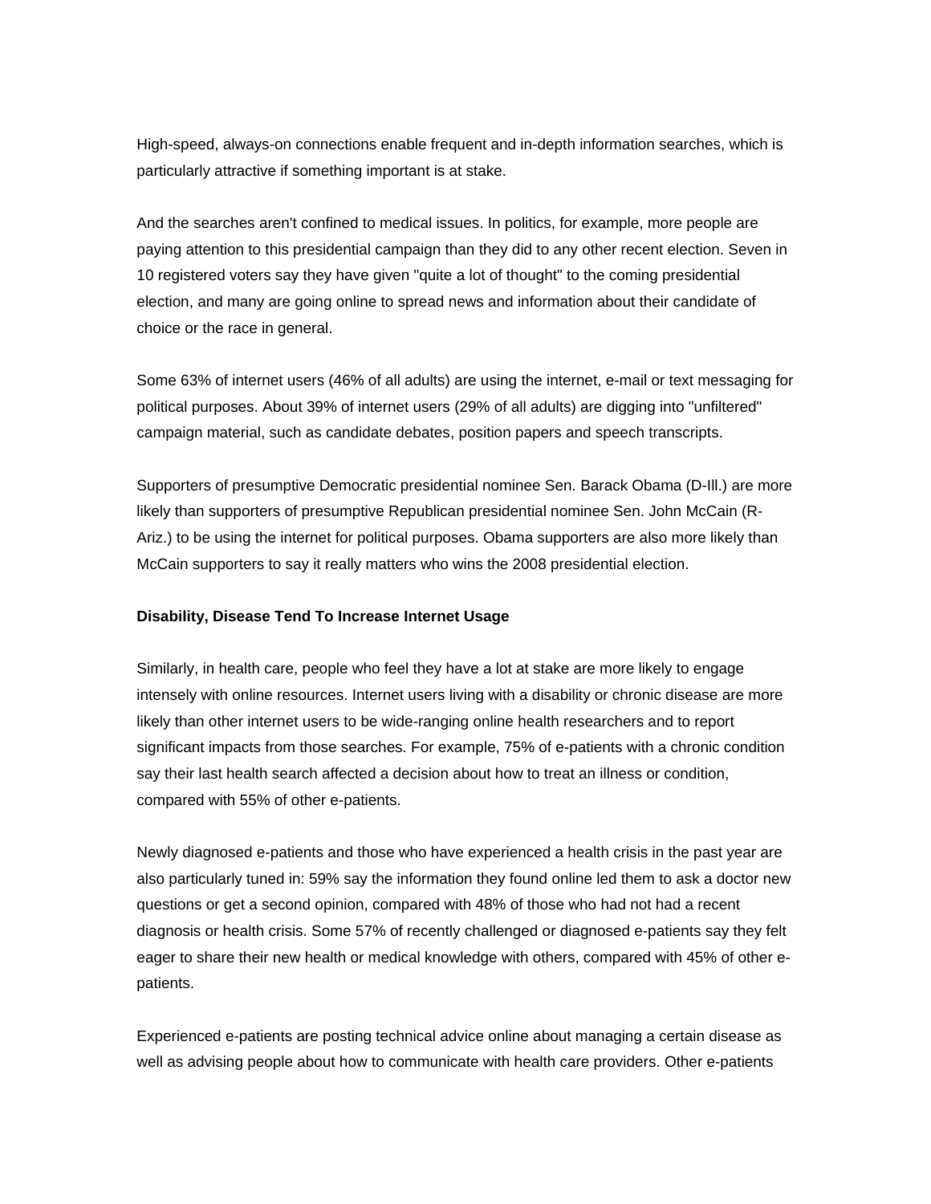High-speed, always-on connections enable frequent and in-depth information searches, which is particularly attractive if something important is at stake.

And the searches aren't confined to medical issues. In politics, for example, more people are paying attention to this presidential campaign than they did to any other recent election. Seven in 10 registered voters say they have given "quite a lot of thought" to the coming presidential election, and many are going online to spread news and information about their candidate of choice or the race in general.

Some 63% of internet users (46% of all adults) are using the internet, e-mail or text messaging for political purposes. About 39% of internet users (29% of all adults) are digging into "unfiltered" campaign material, such as candidate debates, position papers and speech transcripts.

Supporters of presumptive Democratic presidential nominee Sen. Barack Obama (D-Ill.) are more likely than supporters of presumptive Republican presidential nominee Sen. John McCain (R-Ariz.) to be using the internet for political purposes. Obama supporters are also more likely than McCain supporters to say it really matters who wins the 2008 presidential election.

**Disability, Disease Tend To Increase Internet Usage**

Similarly, in health care, people who feel they have a lot at stake are more likely to engage intensely with online resources. Internet users living with a disability or chronic disease are more likely than other internet users to be wide-ranging online health researchers and to report significant impacts from those searches. For example, 75% of e-patients with a chronic condition say their last health search affected a decision about how to treat an illness or condition, compared with 55% of other e-patients.

Newly diagnosed e-patients and those who have experienced a health crisis in the past year are also particularly tuned in: 59% say the information they found online led them to ask a doctor new questions or get a second opinion, compared with 48% of those who had not had a recent diagnosis or health crisis. Some 57% of recently challenged or diagnosed e-patients say they felt eager to share their new health or medical knowledge with others, compared with 45% of other e-patients.

Experienced e-patients are posting technical advice online about managing a certain disease as well as advising people about how to communicate with health care providers. Other e-patients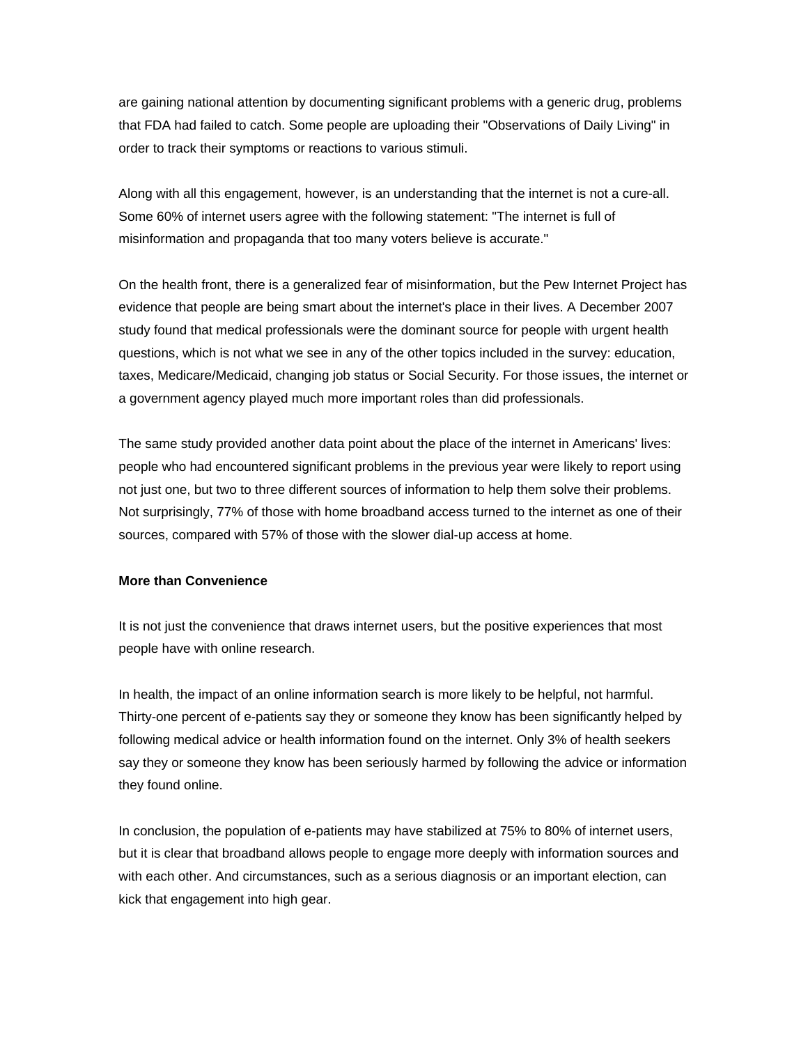are gaining national attention by documenting significant problems with a generic drug, problems that FDA had failed to catch. Some people are uploading their "Observations of Daily Living" in order to track their symptoms or reactions to various stimuli.

Along with all this engagement, however, is an understanding that the internet is not a cure-all. Some 60% of internet users agree with the following statement: "The internet is full of misinformation and propaganda that too many voters believe is accurate."

On the health front, there is a generalized fear of misinformation, but the Pew Internet Project has evidence that people are being smart about the internet's place in their lives. A December 2007 study found that medical professionals were the dominant source for people with urgent health questions, which is not what we see in any of the other topics included in the survey: education, taxes, Medicare/Medicaid, changing job status or Social Security. For those issues, the internet or a government agency played much more important roles than did professionals.

The same study provided another data point about the place of the internet in Americans' lives: people who had encountered significant problems in the previous year were likely to report using not just one, but two to three different sources of information to help them solve their problems. Not surprisingly, 77% of those with home broadband access turned to the internet as one of their sources, compared with 57% of those with the slower dial-up access at home.

**More than Convenience**

It is not just the convenience that draws internet users, but the positive experiences that most people have with online research.

In health, the impact of an online information search is more likely to be helpful, not harmful. Thirty-one percent of e-patients say they or someone they know has been significantly helped by following medical advice or health information found on the internet. Only 3% of health seekers say they or someone they know has been seriously harmed by following the advice or information they found online.

In conclusion, the population of e-patients may have stabilized at 75% to 80% of internet users, but it is clear that broadband allows people to engage more deeply with information sources and with each other. And circumstances, such as a serious diagnosis or an important election, can kick that engagement into high gear.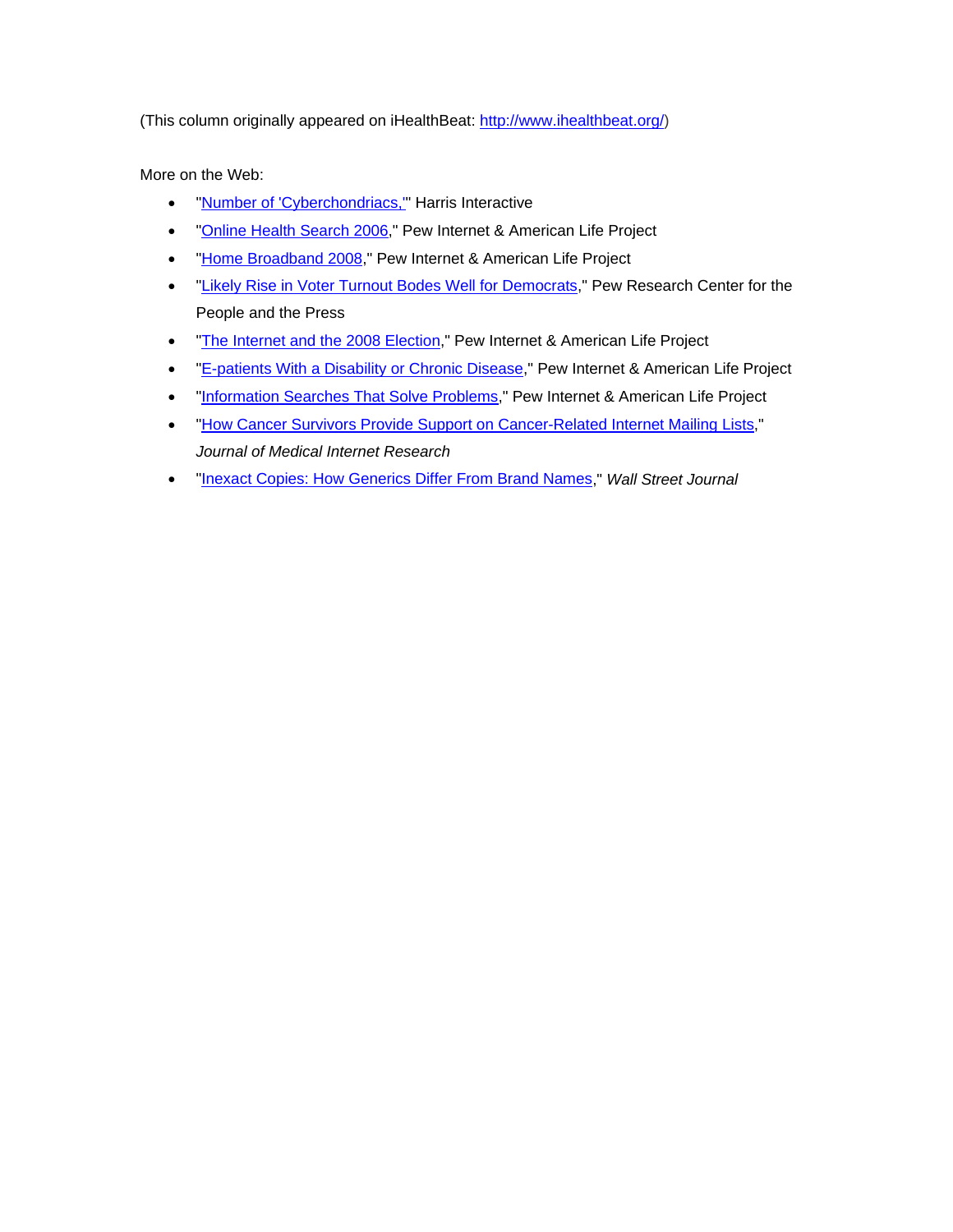(This column originally appeared on iHealthBeat: http://www.ihealthbeat.org/)

More on the Web:

- "Number of 'Cyberchondriacs,'" Harris Interactive
- "Online Health Search 2006," Pew Internet & American Life Project
- "Home Broadband 2008," Pew Internet & American Life Project
- "Likely Rise in Voter Turnout Bodes Well for Democrats," Pew Research Center for the People and the Press
- "The Internet and the 2008 Election," Pew Internet & American Life Project
- "E-patients With a Disability or Chronic Disease," Pew Internet & American Life Project
- "Information Searches That Solve Problems," Pew Internet & American Life Project
- "How Cancer Survivors Provide Support on Cancer-Related Internet Mailing Lists," *Journal of Medical Internet Research*
- "Inexact Copies: How Generics Differ From Brand Names," *Wall Street Journal*